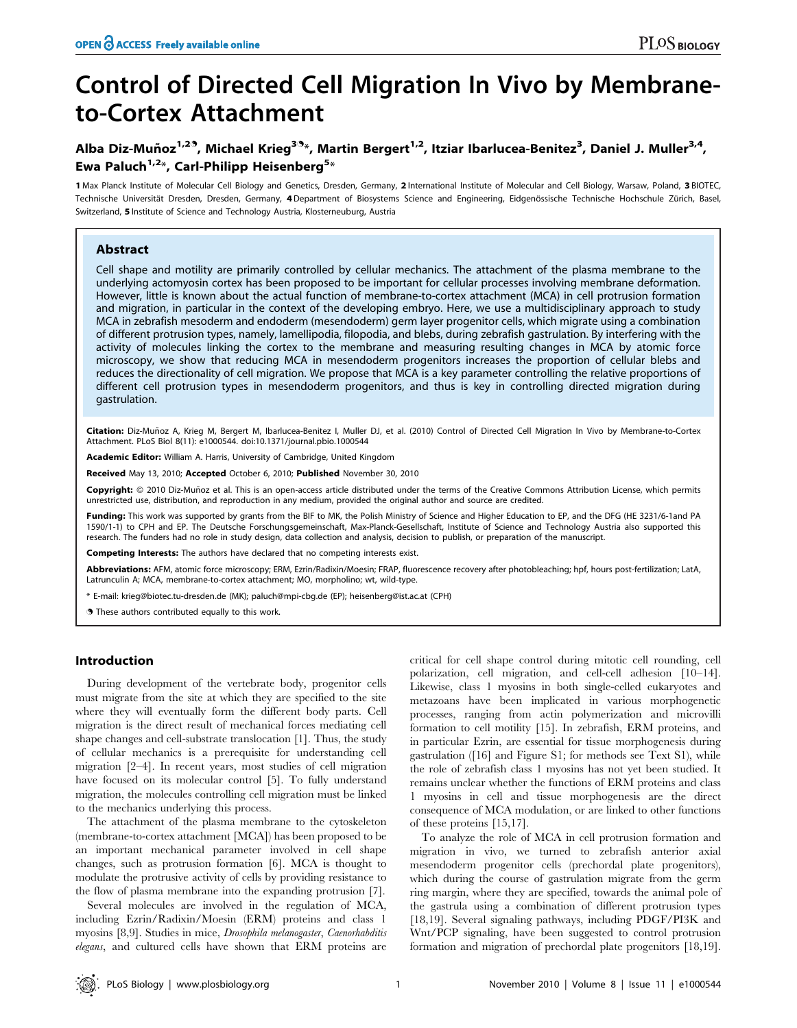# Control of Directed Cell Migration In Vivo by Membrane-to-Cortex Attachment

Alba Diz-Muñoz[1,2], Michael Krieg[3]*, Martin Bergert[1,2], Itziar Ibarlucea-Benitez[3], Daniel J. Muller[3,4], Ewa Paluch[1,2]*, Carl-Philipp Heisenberg[5]*

1 Max Planck Institute of Molecular Cell Biology and Genetics, Dresden, Germany, 2 International Institute of Molecular and Cell Biology, Warsaw, Poland, 3 BIOTEC, Technische Universität Dresden, Dresden, Germany, 4 Department of Biosystems Science and Engineering, Eidgenössische Technische Hochschule Zürich, Basel, Switzerland, 5 Institute of Science and Technology Austria, Klosterneuburg, Austria

## Abstract

Cell shape and motility are primarily controlled by cellular mechanics. The attachment of the plasma membrane to the underlying actomyosin cortex has been proposed to be important for cellular processes involving membrane deformation. However, little is known about the actual function of membrane-to-cortex attachment (MCA) in cell protrusion formation and migration, in particular in the context of the developing embryo. Here, we use a multidisciplinary approach to study MCA in zebrafish mesoderm and endoderm (mesendoderm) germ layer progenitor cells, which migrate using a combination of different protrusion types, namely, lamellipodia, filopodia, and blebs, during zebrafish gastrulation. By interfering with the activity of molecules linking the cortex to the membrane and measuring resulting changes in MCA by atomic force microscopy, we show that reducing MCA in mesendoderm progenitors increases the proportion of cellular blebs and reduces the directionality of cell migration. We propose that MCA is a key parameter controlling the relative proportions of different cell protrusion types in mesendoderm progenitors, and thus is key in controlling directed migration during gastrulation.

**Citation:** Diz-Muñoz A, Krieg M, Bergert M, Ibarlucea-Benitez I, Muller DJ, et al. (2010) Control of Directed Cell Migration In Vivo by Membrane-to-Cortex Attachment. PLoS Biol 8(11): e1000544. doi:10.1371/journal.pbio.1000544

**Academic Editor:** William A. Harris, University of Cambridge, United Kingdom

**Received** May 13, 2010; **Accepted** October 6, 2010; **Published** November 30, 2010

**Copyright:** © 2010 Diz-Muñoz et al. This is an open-access article distributed under the terms of the Creative Commons Attribution License, which permits unrestricted use, distribution, and reproduction in any medium, provided the original author and source are credited.

**Funding:** This work was supported by grants from the BIF to MK, the Polish Ministry of Science and Higher Education to EP, and the DFG (HE 3231/6-1and PA 1590/1-1) to CPH and EP. The Deutsche Forschungsgemeinschaft, Max-Planck-Gesellschaft, Institute of Science and Technology Austria also supported this research. The funders had no role in study design, data collection and analysis, decision to publish, or preparation of the manuscript.

**Competing Interests:** The authors have declared that no competing interests exist.

**Abbreviations:** AFM, atomic force microscopy; ERM, Ezrin/Radixin/Moesin; FRAP, fluorescence recovery after photobleaching; hpf, hours post-fertilization; LatA, Latrunculin A; MCA, membrane-to-cortex attachment; MO, morpholino; wt, wild-type.

\* E-mail: krieg@biotec.tu-dresden.de (MK); paluch@mpi-cbg.de (EP); heisenberg@ist.ac.at (CPH)

These authors contributed equally to this work.

## Introduction

During development of the vertebrate body, progenitor cells must migrate from the site at which they are specified to the site where they will eventually form the different body parts. Cell migration is the direct result of mechanical forces mediating cell shape changes and cell-substrate translocation [1]. Thus, the study of cellular mechanics is a prerequisite for understanding cell migration [2–4]. In recent years, most studies of cell migration have focused on its molecular control [5]. To fully understand migration, the molecules controlling cell migration must be linked to the mechanics underlying this process.

The attachment of the plasma membrane to the cytoskeleton (membrane-to-cortex attachment [MCA]) has been proposed to be an important mechanical parameter involved in cell shape changes, such as protrusion formation [6]. MCA is thought to modulate the protrusive activity of cells by providing resistance to the flow of plasma membrane into the expanding protrusion [7].

Several molecules are involved in the regulation of MCA, including Ezrin/Radixin/Moesin (ERM) proteins and class 1 myosins [8,9]. Studies in mice, *Drosophila melanogaster*, *Caenorhabditis elegans*, and cultured cells have shown that ERM proteins are critical for cell shape control during mitotic cell rounding, cell polarization, cell migration, and cell-cell adhesion [10–14]. Likewise, class 1 myosins in both single-celled eukaryotes and metazoans have been implicated in various morphogenetic processes, ranging from actin polymerization and microvilli formation to cell motility [15]. In zebrafish, ERM proteins, and in particular Ezrin, are essential for tissue morphogenesis during gastrulation ([16] and Figure S1; for methods see Text S1), while the role of zebrafish class 1 myosins has not yet been studied. It remains unclear whether the functions of ERM proteins and class 1 myosins in cell and tissue morphogenesis are the direct consequence of MCA modulation, or are linked to other functions of these proteins [15,17].

To analyze the role of MCA in cell protrusion formation and migration in vivo, we turned to zebrafish anterior axial mesendoderm progenitor cells (prechordal plate progenitors), which during the course of gastrulation migrate from the germ ring margin, where they are specified, towards the animal pole of the gastrula using a combination of different protrusion types [18,19]. Several signaling pathways, including PDGF/PI3K and Wnt/PCP signaling, have been suggested to control protrusion formation and migration of prechordal plate progenitors [18,19].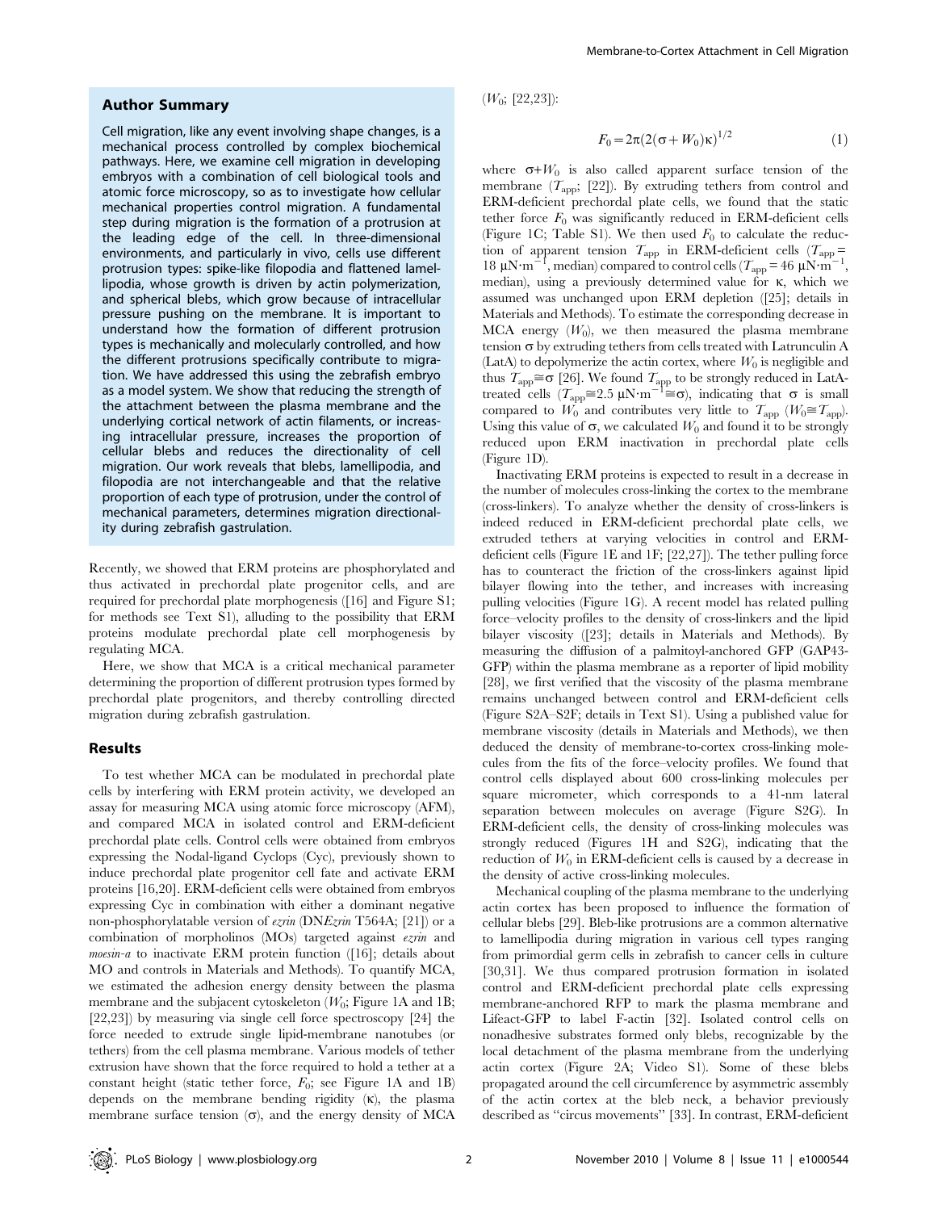## Author Summary

Cell migration, like any event involving shape changes, is a mechanical process controlled by complex biochemical pathways. Here, we examine cell migration in developing embryos with a combination of cell biological tools and atomic force microscopy, so as to investigate how cellular mechanical properties control migration. A fundamental step during migration is the formation of a protrusion at the leading edge of the cell. In three-dimensional environments, and particularly in vivo, cells use different protrusion types: spike-like filopodia and flattened lamellipodia, whose growth is driven by actin polymerization, and spherical blebs, which grow because of intracellular pressure pushing on the membrane. It is important to understand how the formation of different protrusion types is mechanically and molecularly controlled, and how the different protrusions specifically contribute to migration. We have addressed this using the zebrafish embryo as a model system. We show that reducing the strength of the attachment between the plasma membrane and the underlying cortical network of actin filaments, or increasing intracellular pressure, increases the proportion of cellular blebs and reduces the directionality of cell migration. Our work reveals that blebs, lamellipodia, and filopodia are not interchangeable and that the relative proportion of each type of protrusion, under the control of mechanical parameters, determines migration directionality during zebrafish gastrulation.

Recently, we showed that ERM proteins are phosphorylated and thus activated in prechordal plate progenitor cells, and are required for prechordal plate morphogenesis ([16] and Figure S1; for methods see Text S1), alluding to the possibility that ERM proteins modulate prechordal plate cell morphogenesis by regulating MCA.

Here, we show that MCA is a critical mechanical parameter determining the proportion of different protrusion types formed by prechordal plate progenitors, and thereby controlling directed migration during zebrafish gastrulation.

## Results

To test whether MCA can be modulated in prechordal plate cells by interfering with ERM protein activity, we developed an assay for measuring MCA using atomic force microscopy (AFM), and compared MCA in isolated control and ERM-deficient prechordal plate cells. Control cells were obtained from embryos expressing the Nodal-ligand Cyclops (Cyc), previously shown to induce prechordal plate progenitor cell fate and activate ERM proteins [16,20]. ERM-deficient cells were obtained from embryos expressing Cyc in combination with either a dominant negative non-phosphorylatable version of *ezrin* (DN*Ezrin* T564A; [21]) or a combination of morpholinos (MOs) targeted against *ezrin* and *moesin-a* to inactivate ERM protein function ([16]; details about MO and controls in Materials and Methods). To quantify MCA, we estimated the adhesion energy density between the plasma membrane and the subjacent cytoskeleton ($W_0$; Figure 1A and 1B; [22,23]) by measuring via single cell force spectroscopy [24] the force needed to extrude single lipid-membrane nanotubes (or tethers) from the cell plasma membrane. Various models of tether extrusion have shown that the force required to hold a tether at a constant height (static tether force, $F_0$; see Figure 1A and 1B) depends on the membrane bending rigidity ($\kappa$), the plasma membrane surface tension ($\sigma$), and the energy density of MCA ($W_0$; [22,23]):

$$F_0 = 2\pi(2(\sigma + W_0)\kappa)^{1/2} \tag{1}$$

where $\sigma + W_0$ is also called apparent surface tension of the membrane ($T_{app}$; [22]). By extruding tethers from control and ERM-deficient prechordal plate cells, we found that the static tether force $F_0$ was significantly reduced in ERM-deficient cells (Figure 1C; Table S1). We then used $F_0$ to calculate the reduction of apparent tension $T_{app}$ in ERM-deficient cells ($T_{app} = 18\ \mu N{\cdot}m^{-1}$, median) compared to control cells ($T_{app} = 46\ \mu N{\cdot}m^{-1}$, median), using a previously determined value for $\kappa$, which we assumed was unchanged upon ERM depletion ([25]; details in Materials and Methods). To estimate the corresponding decrease in MCA energy ($W_0$), we then measured the plasma membrane tension $\sigma$ by extruding tethers from cells treated with Latrunculin A (LatA) to depolymerize the actin cortex, where $W_0$ is negligible and thus $T_{app} \cong \sigma$ [26]. We found $T_{app}$ to be strongly reduced in LatA-treated cells ($T_{app} \cong 2.5\ \mu N{\cdot}m^{-1} \cong \sigma$), indicating that $\sigma$ is small compared to $W_0$ and contributes very little to $T_{app}$ ($W_0 \cong T_{app}$). Using this value of $\sigma$, we calculated $W_0$ and found it to be strongly reduced upon ERM inactivation in prechordal plate cells (Figure 1D).

Inactivating ERM proteins is expected to result in a decrease in the number of molecules cross-linking the cortex to the membrane (cross-linkers). To analyze whether the density of cross-linkers is indeed reduced in ERM-deficient prechordal plate cells, we extruded tethers at varying velocities in control and ERM-deficient cells (Figure 1E and 1F; [22,27]). The tether pulling force has to counteract the friction of the cross-linkers against lipid bilayer flowing into the tether, and increases with increasing pulling velocities (Figure 1G). A recent model has related pulling force–velocity profiles to the density of cross-linkers and the lipid bilayer viscosity ([23]; details in Materials and Methods). By measuring the diffusion of a palmitoyl-anchored GFP (GAP43-GFP) within the plasma membrane as a reporter of lipid mobility [28], we first verified that the viscosity of the plasma membrane remains unchanged between control and ERM-deficient cells (Figure S2A–S2F; details in Text S1). Using a published value for membrane viscosity (details in Materials and Methods), we then deduced the density of membrane-to-cortex cross-linking molecules from the fits of the force–velocity profiles. We found that control cells displayed about 600 cross-linking molecules per square micrometer, which corresponds to a 41-nm lateral separation between molecules on average (Figure S2G). In ERM-deficient cells, the density of cross-linking molecules was strongly reduced (Figures 1H and S2G), indicating that the reduction of $W_0$ in ERM-deficient cells is caused by a decrease in the density of active cross-linking molecules.

Mechanical coupling of the plasma membrane to the underlying actin cortex has been proposed to influence the formation of cellular blebs [29]. Bleb-like protrusions are a common alternative to lamellipodia during migration in various cell types ranging from primordial germ cells in zebrafish to cancer cells in culture [30,31]. We thus compared protrusion formation in isolated control and ERM-deficient prechordal plate cells expressing membrane-anchored RFP to mark the plasma membrane and Lifeact-GFP to label F-actin [32]. Isolated control cells on nonadhesive substrates formed only blebs, recognizable by the local detachment of the plasma membrane from the underlying actin cortex (Figure 2A; Video S1). Some of these blebs propagated around the cell circumference by asymmetric assembly of the actin cortex at the bleb neck, a behavior previously described as "circus movements" [33]. In contrast, ERM-deficient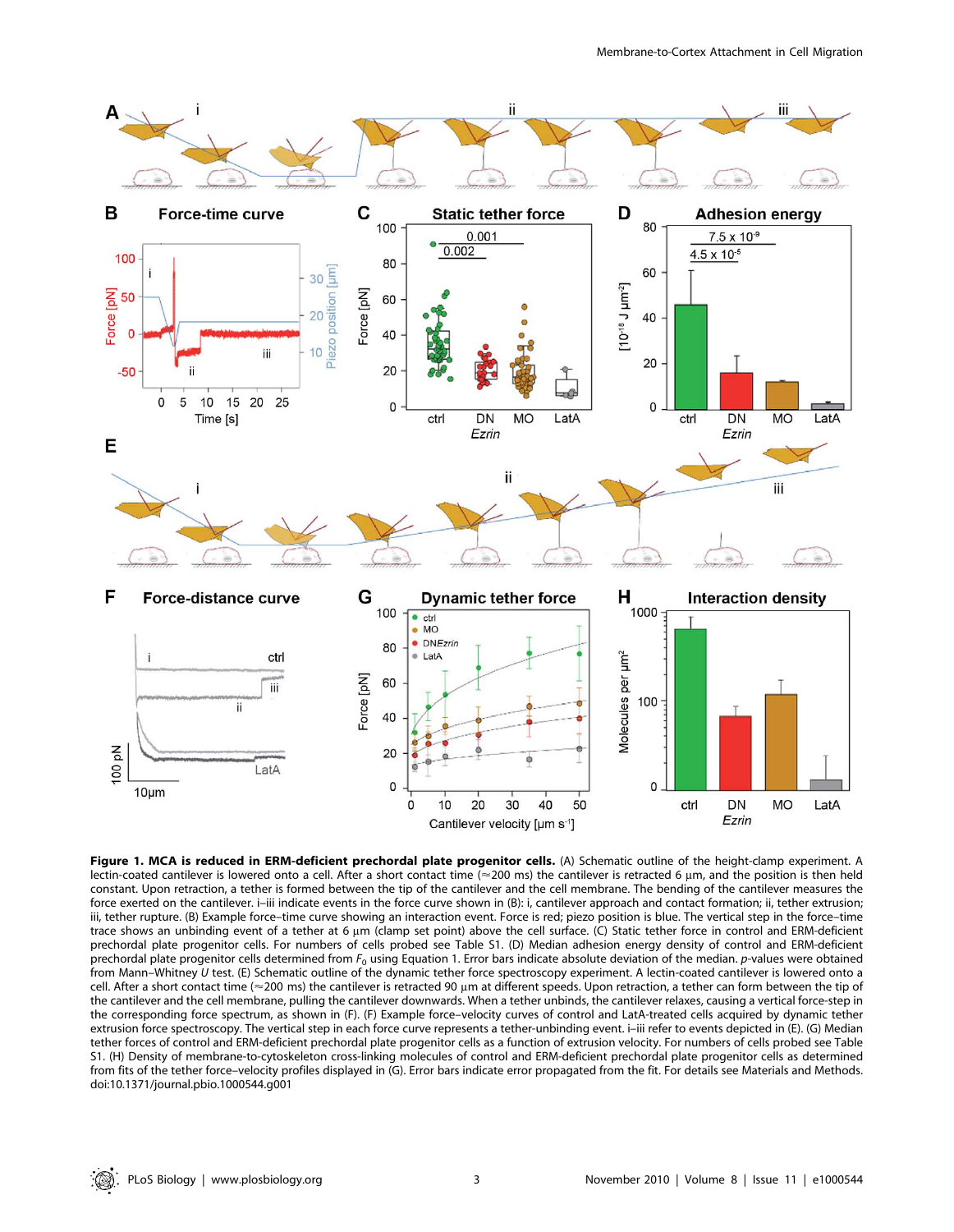**Figure 1. MCA is reduced in ERM-deficient prechordal plate progenitor cells.** (A) Schematic outline of the height-clamp experiment. A lectin-coated cantilever is lowered onto a cell. After a short contact time (≈200 ms) the cantilever is retracted 6 µm, and the position is then held constant. Upon retraction, a tether is formed between the tip of the cantilever and the cell membrane. The bending of the cantilever measures the force exerted on the cantilever. i–iii indicate events in the force curve shown in (B): i, cantilever approach and contact formation; ii, tether extrusion; iii, tether rupture. (B) Example force–time curve showing an interaction event. Force is red; piezo position is blue. The vertical step in the force–time trace shows an unbinding event of a tether at 6 µm (clamp set point) above the cell surface. (C) Static tether force in control and ERM-deficient prechordal plate progenitor cells. For numbers of cells probed see Table S1. (D) Median adhesion energy density of control and ERM-deficient prechordal plate progenitor cells determined from $F_0$ using Equation 1. Error bars indicate absolute deviation of the median. *p*-values were obtained from Mann–Whitney *U* test. (E) Schematic outline of the dynamic tether force spectroscopy experiment. A lectin-coated cantilever is lowered onto a cell. After a short contact time (≈200 ms) the cantilever is retracted 90 µm at different speeds. Upon retraction, a tether can form between the tip of the cantilever and the cell membrane, pulling the cantilever downwards. When a tether unbinds, the cantilever relaxes, causing a vertical force-step in the corresponding force spectrum, as shown in (F). (F) Example force–velocity curves of control and LatA-treated cells acquired by dynamic tether extrusion force spectroscopy. The vertical step in each force curve represents a tether-unbinding event. i–iii refer to events depicted in (E). (G) Median tether forces of control and ERM-deficient prechordal plate progenitor cells as a function of extrusion velocity. For numbers of cells probed see Table S1. (H) Density of membrane-to-cytoskeleton cross-linking molecules of control and ERM-deficient prechordal plate progenitor cells as determined from fits of the tether force–velocity profiles displayed in (G). Error bars indicate error propagated from the fit. For details see Materials and Methods.
doi:10.1371/journal.pbio.1000544.g001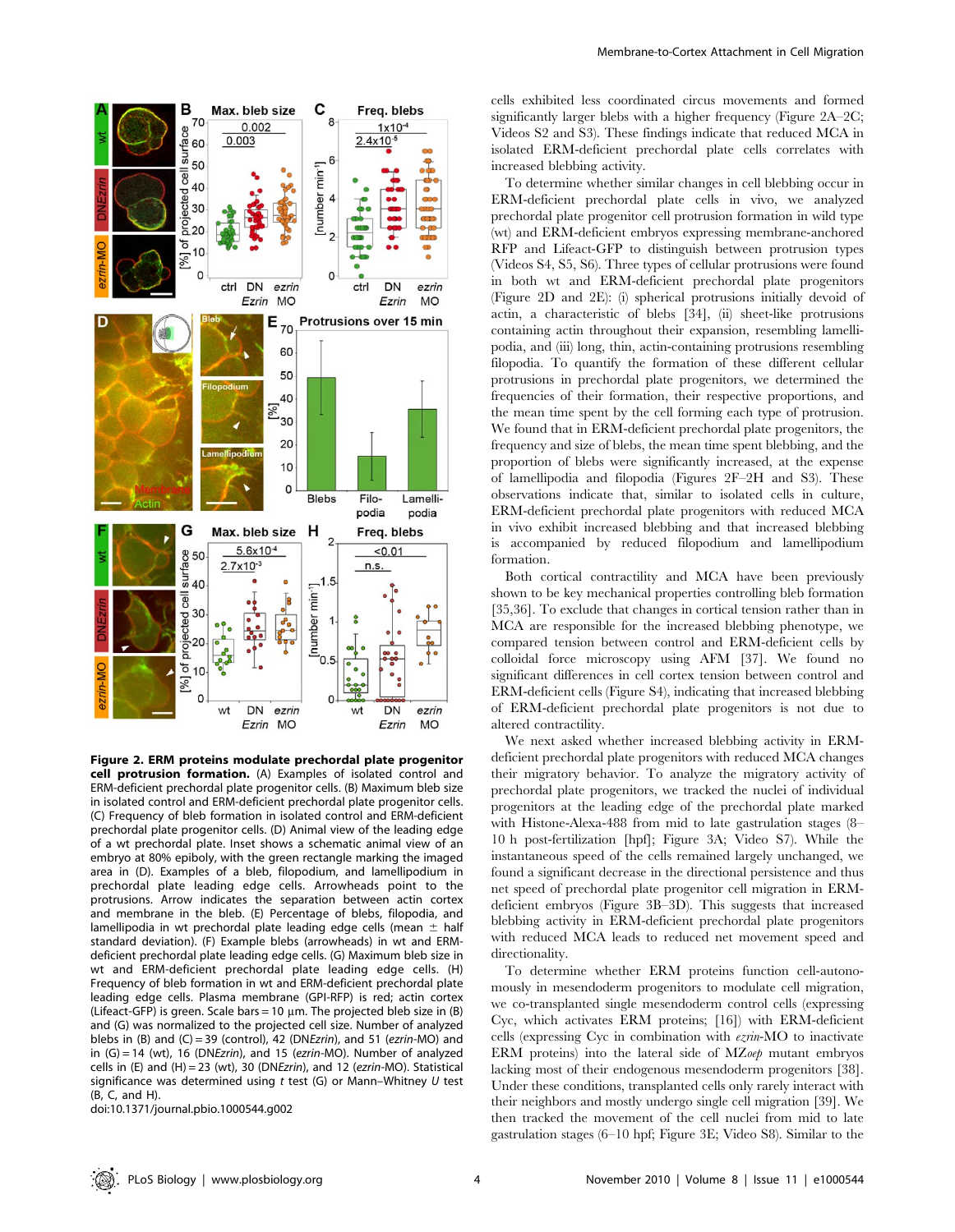**Figure 2. ERM proteins modulate prechordal plate progenitor cell protrusion formation.** (A) Examples of isolated control and ERM-deficient prechordal plate progenitor cells. (B) Maximum bleb size in isolated control and ERM-deficient prechordal plate progenitor cells. (C) Frequency of bleb formation in isolated control and ERM-deficient prechordal plate progenitor cells. (D) Animal view of the leading edge of a wt prechordal plate. Inset shows a schematic animal view of an embryo at 80% epiboly, with the green rectangle marking the imaged area in (D). Examples of a bleb, filopodium, and lamellipodium in prechordal plate leading edge cells. Arrowheads point to the protrusions. Arrow indicates the separation between actin cortex and membrane in the bleb. (E) Percentage of blebs, filopodia, and lamellipodia in wt prechordal plate leading edge cells (mean ± half standard deviation). (F) Example blebs (arrowheads) in wt and ERM-deficient prechordal plate leading edge cells. (G) Maximum bleb size in wt and ERM-deficient prechordal plate leading edge cells. (H) Frequency of bleb formation in wt and ERM-deficient prechordal plate leading edge cells. Plasma membrane (GPI-RFP) is red; actin cortex (Lifeact-GFP) is green. Scale bars = 10 µm. The projected bleb size in (B) and (G) was normalized to the projected cell size. Number of analyzed blebs in (B) and (C) = 39 (control), 42 (DN*Ezrin*), and 51 (*ezrin*-MO) and in (G) = 14 (wt), 16 (DN*Ezrin*), and 15 (*ezrin*-MO). Number of analyzed cells in (E) and (H) = 23 (wt), 30 (DN*Ezrin*), and 12 (*ezrin*-MO). Statistical significance was determined using *t* test (G) or Mann–Whitney *U* test (B, C, and H).
doi:10.1371/journal.pbio.1000544.g002

cells exhibited less coordinated circus movements and formed significantly larger blebs with a higher frequency (Figure 2A–2C; Videos S2 and S3). These findings indicate that reduced MCA in isolated ERM-deficient prechordal plate cells correlates with increased blebbing activity.

To determine whether similar changes in cell blebbing occur in ERM-deficient prechordal plate cells in vivo, we analyzed prechordal plate progenitor cell protrusion formation in wild type (wt) and ERM-deficient embryos expressing membrane-anchored RFP and Lifeact-GFP to distinguish between protrusion types (Videos S4, S5, S6). Three types of cellular protrusions were found in both wt and ERM-deficient prechordal plate progenitors (Figure 2D and 2E): (i) spherical protrusions initially devoid of actin, a characteristic of blebs [34], (ii) sheet-like protrusions containing actin throughout their expansion, resembling lamellipodia, and (iii) long, thin, actin-containing protrusions resembling filopodia. To quantify the formation of these different cellular protrusions in prechordal plate progenitors, we determined the frequencies of their formation, their respective proportions, and the mean time spent by the cell forming each type of protrusion. We found that in ERM-deficient prechordal plate progenitors, the frequency and size of blebs, the mean time spent blebbing, and the proportion of blebs were significantly increased, at the expense of lamellipodia and filopodia (Figures 2F–2H and S3). These observations indicate that, similar to isolated cells in culture, ERM-deficient prechordal plate progenitors with reduced MCA in vivo exhibit increased blebbing and that increased blebbing is accompanied by reduced filopodium and lamellipodium formation.

Both cortical contractility and MCA have been previously shown to be key mechanical properties controlling bleb formation [35,36]. To exclude that changes in cortical tension rather than in MCA are responsible for the increased blebbing phenotype, we compared tension between control and ERM-deficient cells by colloidal force microscopy using AFM [37]. We found no significant differences in cell cortex tension between control and ERM-deficient cells (Figure S4), indicating that increased blebbing of ERM-deficient prechordal plate progenitors is not due to altered contractility.

We next asked whether increased blebbing activity in ERM-deficient prechordal plate progenitors with reduced MCA changes their migratory behavior. To analyze the migratory activity of prechordal plate progenitors, we tracked the nuclei of individual progenitors at the leading edge of the prechordal plate marked with Histone-Alexa-488 from mid to late gastrulation stages (8–10 h post-fertilization [hpf]; Figure 3A; Video S7). While the instantaneous speed of the cells remained largely unchanged, we found a significant decrease in the directional persistence and thus net speed of prechordal plate progenitor cell migration in ERM-deficient embryos (Figure 3B–3D). This suggests that increased blebbing activity in ERM-deficient prechordal plate progenitors with reduced MCA leads to reduced net movement speed and directionality.

To determine whether ERM proteins function cell-autonomously in mesendoderm progenitors to modulate cell migration, we co-transplanted single mesendoderm control cells (expressing Cyc, which activates ERM proteins; [16]) with ERM-deficient cells (expressing Cyc in combination with *ezrin*-MO to inactivate ERM proteins) into the lateral side of MZ*oep* mutant embryos lacking most of their endogenous mesendoderm progenitors [38]. Under these conditions, transplanted cells only rarely interact with their neighbors and mostly undergo single cell migration [39]. We then tracked the movement of the cell nuclei from mid to late gastrulation stages (6–10 hpf; Figure 3E; Video S8). Similar to the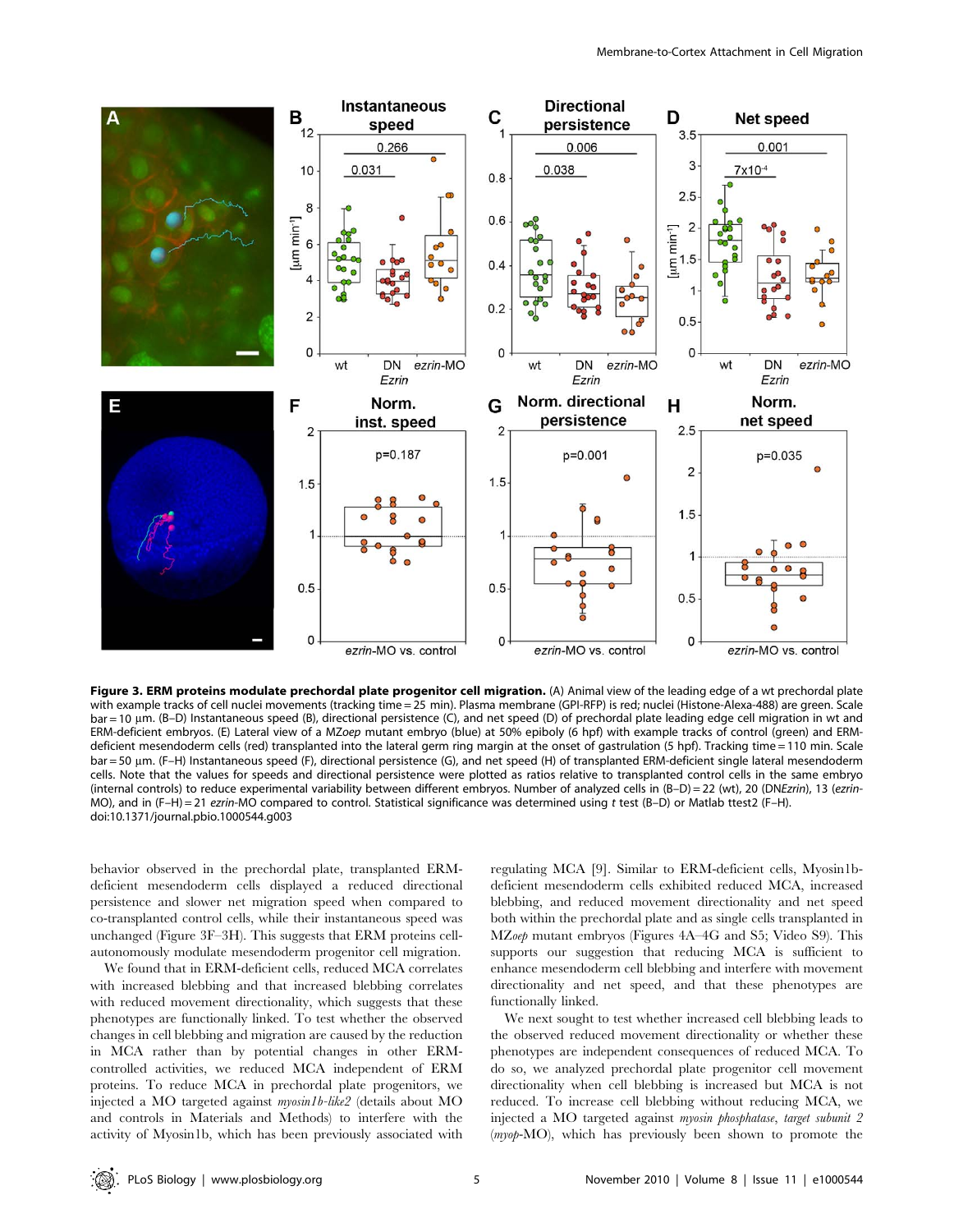**Figure 3. ERM proteins modulate prechordal plate progenitor cell migration.** (A) Animal view of the leading edge of a wt prechordal plate with example tracks of cell nuclei movements (tracking time = 25 min). Plasma membrane (GPI-RFP) is red; nuclei (Histone-Alexa-488) are green. Scale bar = 10 µm. (B–D) Instantaneous speed (B), directional persistence (C), and net speed (D) of prechordal plate leading edge cell migration in wt and ERM-deficient embryos. (E) Lateral view of a MZ*oep* mutant embryo (blue) at 50% epiboly (6 hpf) with example tracks of control (green) and ERM-deficient mesendoderm cells (red) transplanted into the lateral germ ring margin at the onset of gastrulation (5 hpf). Tracking time = 110 min. Scale bar = 50 µm. (F–H) Instantaneous speed (F), directional persistence (G), and net speed (H) of transplanted ERM-deficient single lateral mesendoderm cells. Note that the values for speeds and directional persistence were plotted as ratios relative to transplanted control cells in the same embryo (internal controls) to reduce experimental variability between different embryos. Number of analyzed cells in (B–D) = 22 (wt), 20 (DN*Ezrin*), 13 (*ezrin*-MO), and in (F–H) = 21 *ezrin*-MO compared to control. Statistical significance was determined using *t* test (B–D) or Matlab ttest2 (F–H).

doi:10.1371/journal.pbio.1000544.g003

behavior observed in the prechordal plate, transplanted ERM-deficient mesendoderm cells displayed a reduced directional persistence and slower net migration speed when compared to co-transplanted control cells, while their instantaneous speed was unchanged (Figure 3F–3H). This suggests that ERM proteins cell-autonomously modulate mesendoderm progenitor cell migration.

We found that in ERM-deficient cells, reduced MCA correlates with increased blebbing and that increased blebbing correlates with reduced movement directionality, which suggests that these phenotypes are functionally linked. To test whether the observed changes in cell blebbing and migration are caused by the reduction in MCA rather than by potential changes in other ERM-controlled activities, we reduced MCA independent of ERM proteins. To reduce MCA in prechordal plate progenitors, we injected a MO targeted against *myosin1b-like2* (details about MO and controls in Materials and Methods) to interfere with the activity of Myosin1b, which has been previously associated with regulating MCA [9]. Similar to ERM-deficient cells, Myosin1b-deficient mesendoderm cells exhibited reduced MCA, increased blebbing, and reduced movement directionality and net speed both within the prechordal plate and as single cells transplanted in MZ*oep* mutant embryos (Figures 4A–4G and S5; Video S9). This supports our suggestion that reducing MCA is sufficient to enhance mesendoderm cell blebbing and interfere with movement directionality and net speed, and that these phenotypes are functionally linked.

We next sought to test whether increased cell blebbing leads to the observed reduced movement directionality or whether these phenotypes are independent consequences of reduced MCA. To do so, we analyzed prechordal plate progenitor cell movement directionality when cell blebbing is increased but MCA is not reduced. To increase cell blebbing without reducing MCA, we injected a MO targeted against *myosin phosphatase, target subunit 2* (*mypt2*-MO), which has previously been shown to promote the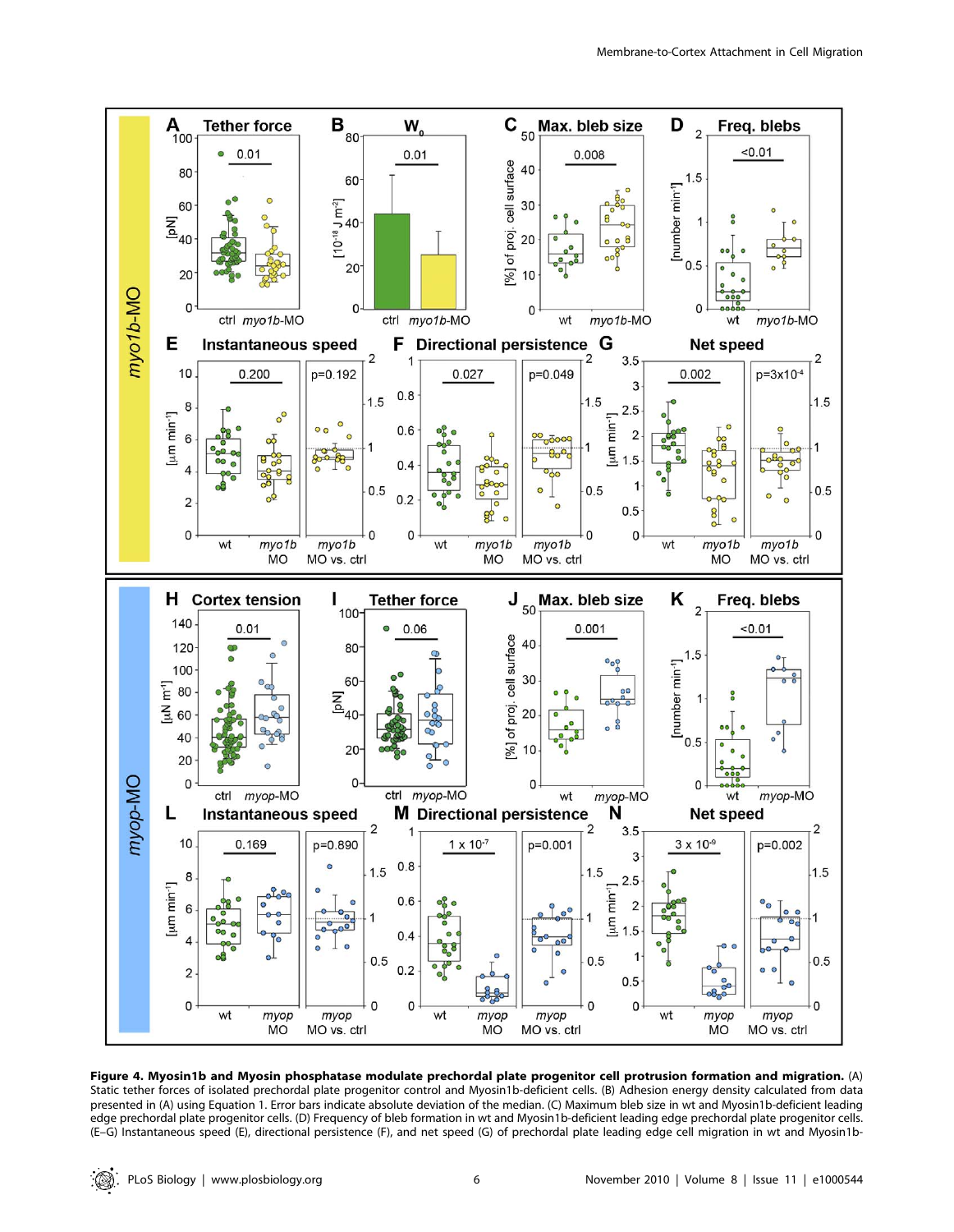**Figure 4. Myosin1b and Myosin phosphatase modulate prechordal plate progenitor cell protrusion formation and migration.** (A) Static tether forces of isolated prechordal plate progenitor control and Myosin1b-deficient cells. (B) Adhesion energy density calculated from data presented in (A) using Equation 1. Error bars indicate absolute deviation of the median. (C) Maximum bleb size in wt and Myosin1b-deficient leading edge prechordal plate progenitor cells. (D) Frequency of bleb formation in wt and Myosin1b-deficient leading edge prechordal plate progenitor cells. (E–G) Instantaneous speed (E), directional persistence (F), and net speed (G) of prechordal plate leading edge cell migration in wt and Myosin1b-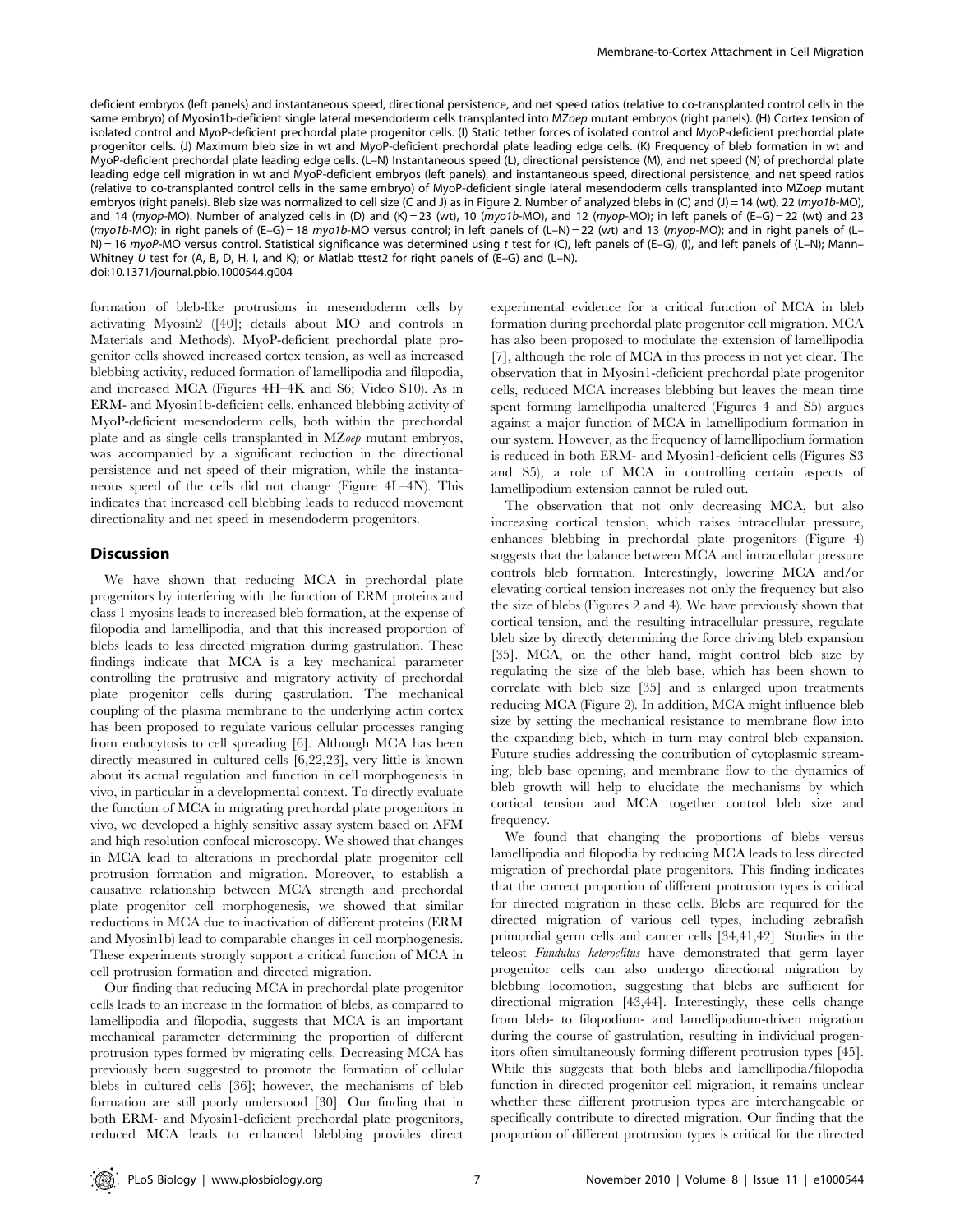deficient embryos (left panels) and instantaneous speed, directional persistence, and net speed ratios (relative to co-transplanted control cells in the same embryo) of Myosin1b-deficient single lateral mesendoderm cells transplanted into MZ*oep* mutant embryos (right panels). (H) Cortex tension of isolated control and MyoP-deficient prechordal plate progenitor cells. (I) Static tether forces of isolated control and MyoP-deficient prechordal plate progenitor cells. (J) Maximum bleb size in wt and MyoP-deficient prechordal plate leading edge cells. (K) Frequency of bleb formation in wt and MyoP-deficient prechordal plate leading edge cells. (L–N) Instantaneous speed (L), directional persistence (M), and net speed (N) of prechordal plate leading edge cell migration in wt and MyoP-deficient embryos (left panels), and instantaneous speed, directional persistence, and net speed ratios (relative to co-transplanted control cells in the same embryo) of MyoP-deficient single lateral mesendoderm cells transplanted into MZ*oep* mutant embryos (right panels). Bleb size was normalized to cell size (C and J) as in Figure 2. Number of analyzed blebs in (C) and (J) = 14 (wt), 22 (*myo1b*-MO), and 14 (*myop*-MO). Number of analyzed cells in (D) and (K) = 23 (wt), 10 (*myo1b*-MO), and 12 (*myop*-MO); in left panels of (E–G) = 22 (wt) and 23 (*myo1b*-MO); in right panels of (E–G) = 18 *myo1b*-MO versus control; in left panels of (L–N) = 22 (wt) and 13 (*myop*-MO); and in right panels of (L–N) = 16 *myoP*-MO versus control. Statistical significance was determined using *t* test for (C), left panels of (E–G), (I), and left panels of (L–N); Mann–Whitney *U* test for (A, B, D, H, I, and K); or Matlab ttest2 for right panels of (E–G) and (L–N).
doi:10.1371/journal.pbio.1000544.g004

formation of bleb-like protrusions in mesendoderm cells by activating Myosin2 ([40]; details about MO and controls in Materials and Methods). MyoP-deficient prechordal plate progenitor cells showed increased cortex tension, as well as increased blebbing activity, reduced formation of lamellipodia and filopodia, and increased MCA (Figures 4H–4K and S6; Video S10). As in ERM- and Myosin1b-deficient cells, enhanced blebbing activity of MyoP-deficient mesendoderm cells, both within the prechordal plate and as single cells transplanted in MZ*oep* mutant embryos, was accompanied by a significant reduction in the directional persistence and net speed of their migration, while the instantaneous speed of the cells did not change (Figure 4L–4N). This indicates that increased cell blebbing leads to reduced movement directionality and net speed in mesendoderm progenitors.

## Discussion

We have shown that reducing MCA in prechordal plate progenitors by interfering with the function of ERM proteins and class 1 myosins leads to increased bleb formation, at the expense of filopodia and lamellipodia, and that this increased proportion of blebs leads to less directed migration during gastrulation. These findings indicate that MCA is a key mechanical parameter controlling the protrusive and migratory activity of prechordal plate progenitor cells during gastrulation. The mechanical coupling of the plasma membrane to the underlying actin cortex has been proposed to regulate various cellular processes ranging from endocytosis to cell spreading [6]. Although MCA has been directly measured in cultured cells [6,22,23], very little is known about its actual regulation and function in cell morphogenesis in vivo, in particular in a developmental context. To directly evaluate the function of MCA in migrating prechordal plate progenitors in vivo, we developed a highly sensitive assay system based on AFM and high resolution confocal microscopy. We showed that changes in MCA lead to alterations in prechordal plate progenitor cell protrusion formation and migration. Moreover, to establish a causative relationship between MCA strength and prechordal plate progenitor cell morphogenesis, we showed that similar reductions in MCA due to inactivation of different proteins (ERM and Myosin1b) lead to comparable changes in cell morphogenesis. These experiments strongly support a critical function of MCA in cell protrusion formation and directed migration.

Our finding that reducing MCA in prechordal plate progenitor cells leads to an increase in the formation of blebs, as compared to lamellipodia and filopodia, suggests that MCA is an important mechanical parameter determining the proportion of different protrusion types formed by migrating cells. Decreasing MCA has previously been suggested to promote the formation of cellular blebs in cultured cells [36]; however, the mechanisms of bleb formation are still poorly understood [30]. Our finding that in both ERM- and Myosin1-deficient prechordal plate progenitors, reduced MCA leads to enhanced blebbing provides direct experimental evidence for a critical function of MCA in bleb formation during prechordal plate progenitor cell migration. MCA has also been proposed to modulate the extension of lamellipodia [7], although the role of MCA in this process in not yet clear. The observation that in Myosin1-deficient prechordal plate progenitor cells, reduced MCA increases blebbing but leaves the mean time spent forming lamellipodia unaltered (Figures 4 and S5) argues against a major function of MCA in lamellipodium formation in our system. However, as the frequency of lamellipodium formation is reduced in both ERM- and Myosin1-deficient cells (Figures S3 and S5), a role of MCA in controlling certain aspects of lamellipodium extension cannot be ruled out.

The observation that not only decreasing MCA, but also increasing cortical tension, which raises intracellular pressure, enhances blebbing in prechordal plate progenitors (Figure 4) suggests that the balance between MCA and intracellular pressure controls bleb formation. Interestingly, lowering MCA and/or elevating cortical tension increases not only the frequency but also the size of blebs (Figures 2 and 4). We have previously shown that cortical tension, and the resulting intracellular pressure, regulate bleb size by directly determining the force driving bleb expansion [35]. MCA, on the other hand, might control bleb size by regulating the size of the bleb base, which has been shown to correlate with bleb size [35] and is enlarged upon treatments reducing MCA (Figure 2). In addition, MCA might influence bleb size by setting the mechanical resistance to membrane flow into the expanding bleb, which in turn may control bleb expansion. Future studies addressing the contribution of cytoplasmic streaming, bleb base opening, and membrane flow to the dynamics of bleb growth will help to elucidate the mechanisms by which cortical tension and MCA together control bleb size and frequency.

We found that changing the proportions of blebs versus lamellipodia and filopodia by reducing MCA leads to less directed migration of prechordal plate progenitors. This finding indicates that the correct proportion of different protrusion types is critical for directed migration in these cells. Blebs are required for the directed migration of various cell types, including zebrafish primordial germ cells and cancer cells [34,41,42]. Studies in the teleost *Fundulus heteroclitus* have demonstrated that germ layer progenitor cells can also undergo directional migration by blebbing locomotion, suggesting that blebs are sufficient for directional migration [43,44]. Interestingly, these cells change from bleb- to filopodium- and lamellipodium-driven migration during the course of gastrulation, resulting in individual progenitors often simultaneously forming different protrusion types [45]. While this suggests that both blebs and lamellipodia/filopodia function in directed progenitor cell migration, it remains unclear whether these different protrusion types are interchangeable or specifically contribute to directed migration. Our finding that the proportion of different protrusion types is critical for the directed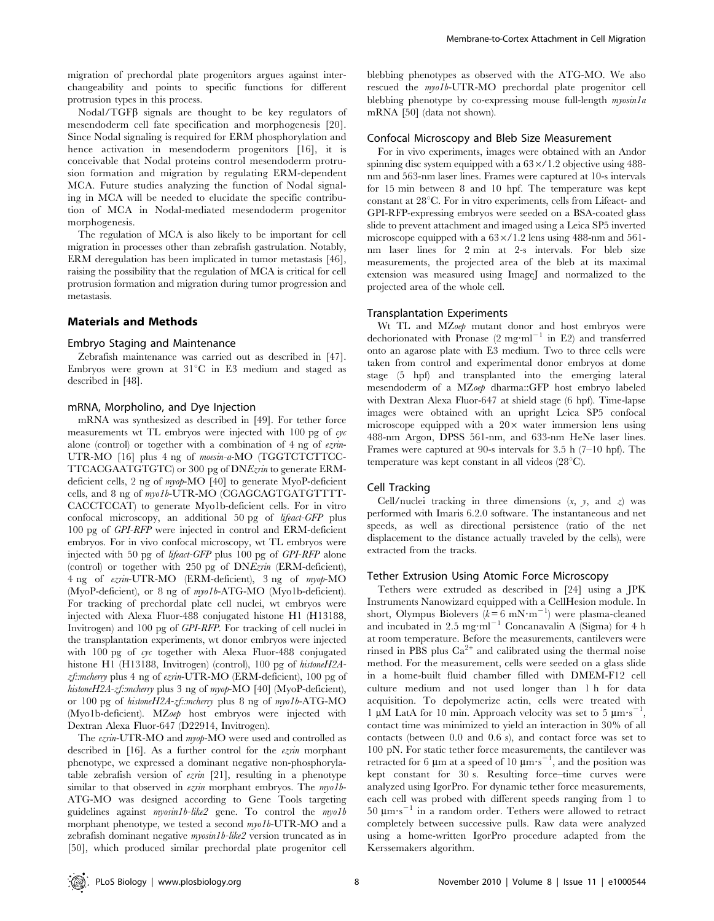migration of prechordal plate progenitors argues against interchangeability and points to specific functions for different protrusion types in this process.

Nodal/TGFβ signals are thought to be key regulators of mesendoderm cell fate specification and morphogenesis [20]. Since Nodal signaling is required for ERM phosphorylation and hence activation in mesendoderm progenitors [16], it is conceivable that Nodal proteins control mesendoderm protrusion formation and migration by regulating ERM-dependent MCA. Future studies analyzing the function of Nodal signaling in MCA will be needed to elucidate the specific contribution of MCA in Nodal-mediated mesendoderm progenitor morphogenesis.

The regulation of MCA is also likely to be important for cell migration in processes other than zebrafish gastrulation. Notably, ERM deregulation has been implicated in tumor metastasis [46], raising the possibility that the regulation of MCA is critical for cell protrusion formation and migration during tumor progression and metastasis.

## Materials and Methods

### Embryo Staging and Maintenance

Zebrafish maintenance was carried out as described in [47]. Embryos were grown at 31°C in E3 medium and staged as described in [48].

### mRNA, Morpholino, and Dye Injection

mRNA was synthesized as described in [49]. For tether force measurements wt TL embryos were injected with 100 pg of *cyc* alone (control) or together with a combination of 4 ng of *ezrin*-UTR-MO [16] plus 4 ng of *moesin-a*-MO (TGGTCTCTTCCTTCACGAATGTGTC) or 300 pg of DN*Ezrin* to generate ERM-deficient cells, 2 ng of *myop*-MO [40] to generate MyoP-deficient cells, and 8 ng of *myo1b*-UTR-MO (CGAGCAGTGATGTTTTCACCTCCAT) to generate Myo1b-deficient cells. For in vitro confocal microscopy, an additional 50 pg of *lifeact-GFP* plus 100 pg of *GPI-RFP* were injected in control and ERM-deficient embryos. For in vivo confocal microscopy, wt TL embryos were injected with 50 pg of *lifeact-GFP* plus 100 pg of *GPI-RFP* alone (control) or together with 250 pg of DN*Ezrin* (ERM-deficient), 4 ng of *ezrin*-UTR-MO (ERM-deficient), 3 ng of *myop*-MO (MyoP-deficient), or 8 ng of *myo1b*-ATG-MO (Myo1b-deficient). For tracking of prechordal plate cell nuclei, wt embryos were injected with Alexa Fluor-488 conjugated histone H1 (H13188, Invitrogen) and 100 pg of *GPI-RFP*. For tracking of cell nuclei in the transplantation experiments, wt donor embryos were injected with 100 pg of *cyc* together with Alexa Fluor-488 conjugated histone H1 (H13188, Invitrogen) (control), 100 pg of *histoneH2A-zf::mcherry* plus 4 ng of *ezrin*-UTR-MO (ERM-deficient), 100 pg of *histoneH2A-zf::mcherry* plus 3 ng of *myop*-MO [40] (MyoP-deficient), or 100 pg of *histoneH2A-zf::mcherry* plus 8 ng of *myo1b*-ATG-MO (Myo1b-deficient). MZ*oep* host embryos were injected with Dextran Alexa Fluor-647 (D22914, Invitrogen).

The *ezrin*-UTR-MO and *myop*-MO were used and controlled as described in [16]. As a further control for the *ezrin* morphant phenotype, we expressed a dominant negative non-phosphorylatable zebrafish version of *ezrin* [21], resulting in a phenotype similar to that observed in *ezrin* morphant embryos. The *myo1b*-ATG-MO was designed according to Gene Tools targeting guidelines against *myosin1b-like2* gene. To control the *myo1b* morphant phenotype, we tested a second *myo1b*-UTR-MO and a zebrafish dominant negative *myosin1b-like2* version truncated as in [50], which produced similar prechordal plate progenitor cell blebbing phenotypes as observed with the ATG-MO. We also rescued the *myo1b*-UTR-MO prechordal plate progenitor cell blebbing phenotype by co-expressing mouse full-length *myosin1a* mRNA [50] (data not shown).

### Confocal Microscopy and Bleb Size Measurement

For in vivo experiments, images were obtained with an Andor spinning disc system equipped with a 63×/1.2 objective using 488-nm and 563-nm laser lines. Frames were captured at 10-s intervals for 15 min between 8 and 10 hpf. The temperature was kept constant at 28°C. For in vitro experiments, cells from Lifeact- and GPI-RFP-expressing embryos were seeded on a BSA-coated glass slide to prevent attachment and imaged using a Leica SP5 inverted microscope equipped with a 63×/1.2 lens using 488-nm and 561-nm laser lines for 2 min at 2-s intervals. For bleb size measurements, the projected area of the bleb at its maximal extension was measured using ImageJ and normalized to the projected area of the whole cell.

### Transplantation Experiments

Wt TL and MZ*oep* mutant donor and host embryos were dechorionated with Pronase (2 $mg{\cdot}ml^{-1}$ in E2) and transferred onto an agarose plate with E3 medium. Two to three cells were taken from control and experimental donor embryos at dome stage (5 hpf) and transplanted into the emerging lateral mesendoderm of a MZ*oep* dharma::GFP host embryo labeled with Dextran Alexa Fluor-647 at shield stage (6 hpf). Time-lapse images were obtained with an upright Leica SP5 confocal microscope equipped with a 20× water immersion lens using 488-nm Argon, DPSS 561-nm, and 633-nm HeNe laser lines. Frames were captured at 90-s intervals for 3.5 h (7–10 hpf). The temperature was kept constant in all videos (28°C).

### Cell Tracking

Cell/nuclei tracking in three dimensions (*x*, *y*, and *z*) was performed with Imaris 6.2.0 software. The instantaneous and net speeds, as well as directional persistence (ratio of the net displacement to the distance actually traveled by the cells), were extracted from the tracks.

### Tether Extrusion Using Atomic Force Microscopy

Tethers were extruded as described in [24] using a JPK Instruments Nanowizard equipped with a CellHesion module. In short, Olympus Biolevers ($k = 6\ mN{\cdot}m^{-1}$) were plasma-cleaned and incubated in 2.5 $mg{\cdot}ml^{-1}$ Concanavalin A (Sigma) for 4 h at room temperature. Before the measurements, cantilevers were rinsed in PBS plus $Ca^{2+}$ and calibrated using the thermal noise method. For the measurement, cells were seeded on a glass slide in a home-built fluid chamber filled with DMEM-F12 cell culture medium and not used longer than 1 h for data acquisition. To depolymerize actin, cells were treated with 1 µM LatA for 10 min. Approach velocity was set to 5 $\mu m{\cdot}s^{-1}$, contact time was minimized to yield an interaction in 30% of all contacts (between 0.0 and 0.6 s), and contact force was set to 100 pN. For static tether force measurements, the cantilever was retracted for 6 µm at a speed of 10 $\mu m{\cdot}s^{-1}$, and the position was kept constant for 30 s. Resulting force–time curves were analyzed using IgorPro. For dynamic tether force measurements, each cell was probed with different speeds ranging from 1 to 50 $\mu m{\cdot}s^{-1}$ in a random order. Tethers were allowed to retract completely between successive pulls. Raw data were analyzed using a home-written IgorPro procedure adapted from the Kerssemakers algorithm.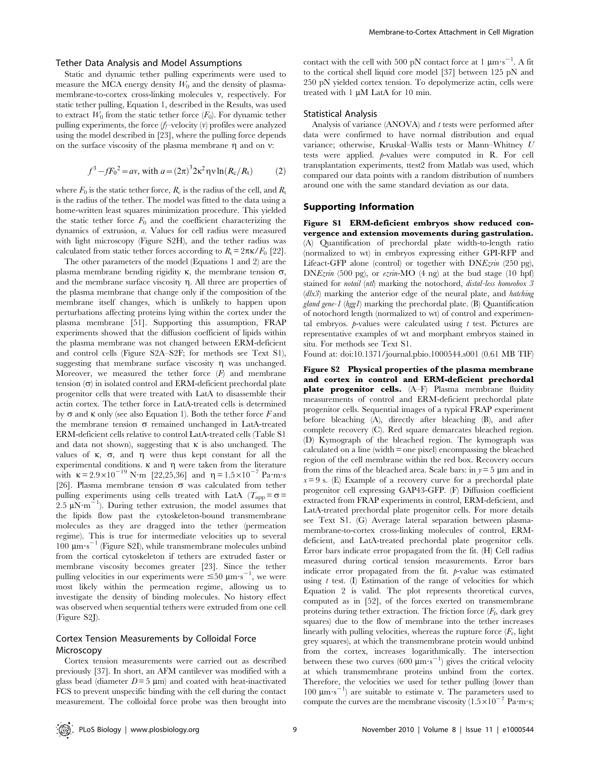### Tether Data Analysis and Model Assumptions

Static and dynamic tether pulling experiments were used to measure the MCA energy density $W_0$ and the density of plasma-membrane-to-cortex cross-linking molecules $\nu$, respectively. For static tether pulling, Equation 1, described in the Results, was used to extract $W_0$ from the static tether force ($F_0$). For dynamic tether pulling experiments, the force ($f$)–velocity ($v$) profiles were analyzed using the model described in [23], where the pulling force depends on the surface viscosity of the plasma membrane $\eta$ and on $\nu$:

$$f^3 - fF_0{}^2 = av, \text{ with } a = (2\pi)^3 2\kappa^2 \eta \nu \ln(R_c/R_t) \quad (2)$$

where $F_0$ is the static tether force, $R_c$ is the radius of the cell, and $R_t$ is the radius of the tether. The model was fitted to the data using a home-written least squares minimization procedure. This yielded the static tether force $F_0$ and the coefficient characterizing the dynamics of extrusion, $a$. Values for cell radius were measured with light microscopy (Figure S2H), and the tether radius was calculated from static tether forces according to $R_t = 2\pi\kappa/F_0$ [22].

The other parameters of the model (Equations 1 and 2) are the plasma membrane bending rigidity $\kappa$, the membrane tension $\sigma$, and the membrane surface viscosity $\eta$. All three are properties of the plasma membrane that change only if the composition of the membrane itself changes, which is unlikely to happen upon perturbations affecting proteins lying within the cortex under the plasma membrane [51]. Supporting this assumption, FRAP experiments showed that the diffusion coefficient of lipids within the plasma membrane was not changed between ERM-deficient and control cells (Figure S2A–S2F; for methods see Text S1), suggesting that membrane surface viscosity $\eta$ was unchanged. Moreover, we measured the tether force ($F$) and membrane tension ($\sigma$) in isolated control and ERM-deficient prechordal plate progenitor cells that were treated with LatA to disassemble their actin cortex. The tether force in LatA-treated cells is determined by $\sigma$ and $\kappa$ only (see also Equation 1). Both the tether force $F$ and the membrane tension $\sigma$ remained unchanged in LatA-treated ERM-deficient cells relative to control LatA-treated cells (Table S1 and data not shown), suggesting that $\kappa$ is also unchanged. The values of $\kappa$, $\sigma$, and $\eta$ were thus kept constant for all the experimental conditions. $\kappa$ and $\eta$ were taken from the literature with $\kappa = 2.9 \times 10^{-19}$ N·m [22,25,36] and $\eta = 1.5 \times 10^{-7}$ Pa·m·s [26]. Plasma membrane tension $\sigma$ was calculated from tether pulling experiments using cells treated with LatA ($T_{app} = \sigma = 2.5$ µN·m$^{-1}$). During tether extrusion, the model assumes that the lipids flow past the cytoskeleton-bound transmembrane molecules as they are dragged into the tether (permeation regime). This is true for intermediate velocities up to several 100 µm·s$^{-1}$ (Figure S2I), while transmembrane molecules unbind from the cortical cytoskeleton if tethers are extruded faster or membrane viscosity becomes greater [23]. Since the tether pulling velocities in our experiments were $\leq$50 µm·s$^{-1}$, we were most likely within the permeation regime, allowing us to investigate the density of binding molecules. No history effect was observed when sequential tethers were extruded from one cell (Figure S2J).

### Cortex Tension Measurements by Colloidal Force Microscopy

Cortex tension measurements were carried out as described previously [37]. In short, an AFM cantilever was modified with a glass bead (diameter $D = 5$ µm) and coated with heat-inactivated FCS to prevent unspecific binding with the cell during the contact measurement. The colloidal force probe was then brought into contact with the cell with 500 pN contact force at 1 µm·s$^{-1}$. A fit to the cortical shell liquid core model [37] between 125 pN and 250 pN yielded cortex tension. To depolymerize actin, cells were treated with 1 µM LatA for 10 min.

### Statistical Analysis

Analysis of variance (ANOVA) and $t$ tests were performed after data were confirmed to have normal distribution and equal variance; otherwise, Kruskal–Wallis tests or Mann–Whitney $U$ tests were applied. $p$-values were computed in R. For cell transplantation experiments, ttest2 from Matlab was used, which compared our data points with a random distribution of numbers around one with the same standard deviation as our data.

## Supporting Information

**Figure S1 ERM-deficient embryos show reduced convergence and extension movements during gastrulation.** (A) Quantification of prechordal plate width-to-length ratio (normalized to wt) in embryos expressing either GPI-RFP and Lifeact-GFP alone (control) or together with DN*Ezrin* (250 pg), DN*Ezrin* (500 pg), or *ezrin*-MO (4 ng) at the bud stage (10 hpf) stained for *notail* (*ntl*) marking the notochord, *distal-less homeobox 3* (*dlx3*) marking the anterior edge of the neural plate, and *hatching gland gene-1* (*hgg1*) marking the prechordal plate. (B) Quantification of notochord length (normalized to wt) of control and experimental embryos. $p$-values were calculated using $t$ test. Pictures are representative examples of wt and morphant embryos stained in situ. For methods see Text S1.

Found at: doi:10.1371/journal.pbio.1000544.s001 (0.61 MB TIF)

**Figure S2 Physical properties of the plasma membrane and cortex in control and ERM-deficient prechordal plate progenitor cells.** (A–F) Plasma membrane fluidity measurements of control and ERM-deficient prechordal plate progenitor cells. Sequential images of a typical FRAP experiment before bleaching (A), directly after bleaching (B), and after complete recovery (C). Red square demarcates bleached region. (D) Kymograph of the bleached region. The kymograph was calculated on a line (width = one pixel) encompassing the bleached region of the cell membrane within the red box. Recovery occurs from the rims of the bleached area. Scale bars: in $y = 5$ µm and in $x = 9$ s. (E) Example of a recovery curve for a prechordal plate progenitor cell expressing GAP43-GFP. (F) Diffusion coefficient extracted from FRAP experiments in control, ERM-deficient, and LatA-treated prechordal plate progenitor cells. For more details see Text S1. (G) Average lateral separation between plasma-membrane-to-cortex cross-linking molecules of control, ERM-deficient, and LatA-treated prechordal plate progenitor cells. Error bars indicate error propagated from the fit. (H) Cell radius measured during cortical tension measurements. Error bars indicate error propagated from the fit. $p$-value was estimated using $t$ test. (I) Estimation of the range of velocities for which Equation 2 is valid. The plot represents theoretical curves, computed as in [52], of the forces exerted on transmembrane proteins during tether extraction. The friction force ($F_f$, dark grey squares) due to the flow of membrane into the tether increases linearly with pulling velocities, whereas the rupture force ($F_r$, light grey squares), at which the transmembrane protein would unbind from the cortex, increases logarithmically. The intersection between these two curves (600 µm·s$^{-1}$) gives the critical velocity at which transmembrane proteins unbind from the cortex. Therefore, the velocities we used for tether pulling (lower than 100 µm·s$^{-1}$) are suitable to estimate $\nu$. The parameters used to compute the curves are the membrane viscosity ($1.5 \times 10^{-7}$ Pa·m·s;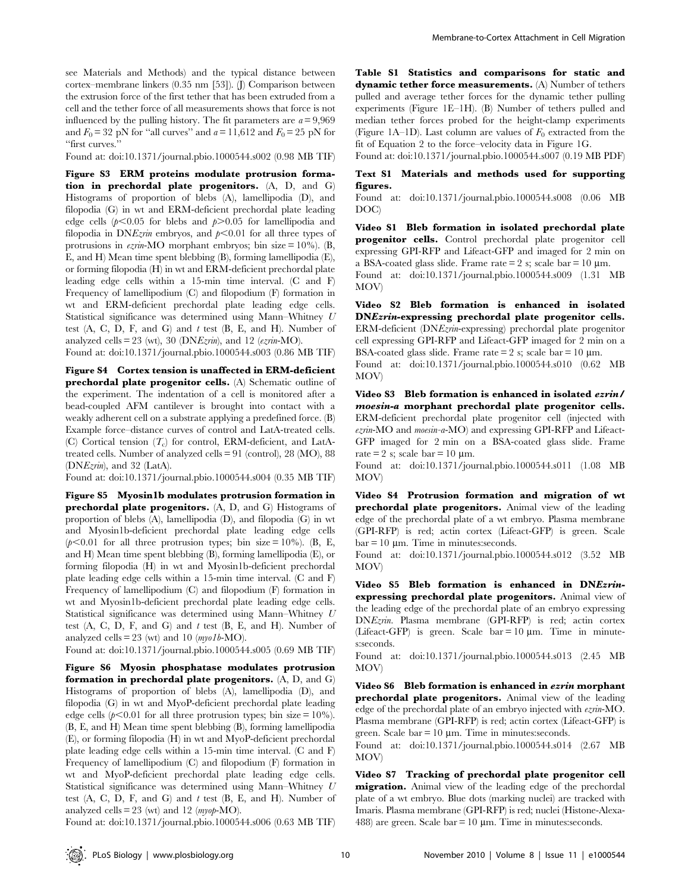see Materials and Methods) and the typical distance between cortex–membrane linkers (0.35 nm [53]). (J) Comparison between the extrusion force of the first tether that has been extruded from a cell and the tether force of all measurements shows that force is not influenced by the pulling history. The fit parameters are $a = 9,969$ and $F_0 = 32$ pN for "all curves" and $a = 11,612$ and $F_0 = 25$ pN for "first curves."

Found at: doi:10.1371/journal.pbio.1000544.s002 (0.98 MB TIF)

**Figure S3 ERM proteins modulate protrusion formation in prechordal plate progenitors.** (A, D, and G) Histograms of proportion of blebs (A), lamellipodia (D), and filopodia (G) in wt and ERM-deficient prechordal plate leading edge cells ($p<0.05$ for blebs and $p>0.05$ for lamellipodia and filopodia in DN*Ezrin* embryos, and $p<0.01$ for all three types of protrusions in *ezrin*-MO morphant embryos; bin size = 10%). (B, E, and H) Mean time spent blebbing (B), forming lamellipodia (E), or forming filopodia (H) in wt and ERM-deficient prechordal plate leading edge cells within a 15-min time interval. (C and F) Frequency of lamellipodium (C) and filopodium (F) formation in wt and ERM-deficient prechordal plate leading edge cells. Statistical significance was determined using Mann–Whitney *U* test (A, C, D, F, and G) and *t* test (B, E, and H). Number of analyzed cells = 23 (wt), 30 (DN*Ezrin*), and 12 (*ezrin*-MO).

Found at: doi:10.1371/journal.pbio.1000544.s003 (0.86 MB TIF)

**Figure S4 Cortex tension is unaffected in ERM-deficient prechordal plate progenitor cells.** (A) Schematic outline of the experiment. The indentation of a cell is monitored after a bead-coupled AFM cantilever is brought into contact with a weakly adherent cell on a substrate applying a predefined force. (B) Example force–distance curves of control and LatA-treated cells. (C) Cortical tension ($T_c$) for control, ERM-deficient, and LatA-treated cells. Number of analyzed cells = 91 (control), 28 (MO), 88 (DN*Ezrin*), and 32 (LatA).

Found at: doi:10.1371/journal.pbio.1000544.s004 (0.35 MB TIF)

**Figure S5 Myosin1b modulates protrusion formation in prechordal plate progenitors.** (A, D, and G) Histograms of proportion of blebs (A), lamellipodia (D), and filopodia (G) in wt and Myosin1b-deficient prechordal plate leading edge cells ($p<0.01$ for all three protrusion types; bin size = 10%). (B, E, and H) Mean time spent blebbing (B), forming lamellipodia (E), or forming filopodia (H) in wt and Myosin1b-deficient prechordal plate leading edge cells within a 15-min time interval. (C and F) Frequency of lamellipodium (C) and filopodium (F) formation in wt and Myosin1b-deficient prechordal plate leading edge cells. Statistical significance was determined using Mann–Whitney *U* test (A, C, D, F, and G) and *t* test (B, E, and H). Number of analyzed cells = 23 (wt) and 10 (*myo1b*-MO).

Found at: doi:10.1371/journal.pbio.1000544.s005 (0.69 MB TIF)

**Figure S6 Myosin phosphatase modulates protrusion formation in prechordal plate progenitors.** (A, D, and G) Histograms of proportion of blebs (A), lamellipodia (D), and filopodia (G) in wt and MyoP-deficient prechordal plate leading edge cells ($p<0.01$ for all three protrusion types; bin size = 10%). (B, E, and H) Mean time spent blebbing (B), forming lamellipodia (E), or forming filopodia (H) in wt and MyoP-deficient prechordal plate leading edge cells within a 15-min time interval. (C and F) Frequency of lamellipodium (C) and filopodium (F) formation in wt and MyoP-deficient prechordal plate leading edge cells. Statistical significance was determined using Mann–Whitney *U* test (A, C, D, F, and G) and *t* test (B, E, and H). Number of analyzed cells = 23 (wt) and 12 (*myop*-MO).

Found at: doi:10.1371/journal.pbio.1000544.s006 (0.63 MB TIF)

**Table S1 Statistics and comparisons for static and dynamic tether force measurements.** (A) Number of tethers pulled and average tether forces for the dynamic tether pulling experiments (Figure 1E–1H). (B) Number of tethers pulled and median tether forces probed for the height-clamp experiments (Figure 1A–1D). Last column are values of $F_0$ extracted from the fit of Equation 2 to the force–velocity data in Figure 1G.

Found at: doi:10.1371/journal.pbio.1000544.s007 (0.19 MB PDF)

**Text S1 Materials and methods used for supporting figures.**

Found at: doi:10.1371/journal.pbio.1000544.s008 (0.06 MB DOC)

**Video S1 Bleb formation in isolated prechordal plate progenitor cells.** Control prechordal plate progenitor cell expressing GPI-RFP and Lifeact-GFP and imaged for 2 min on a BSA-coated glass slide. Frame rate = 2 s; scale bar = 10 µm.

Found at: doi:10.1371/journal.pbio.1000544.s009 (1.31 MB MOV)

**Video S2 Bleb formation is enhanced in isolated DN*Ezrin*-expressing prechordal plate progenitor cells.** ERM-deficient (DN*Ezrin*-expressing) prechordal plate progenitor cell expressing GPI-RFP and Lifeact-GFP imaged for 2 min on a BSA-coated glass slide. Frame rate = 2 s; scale bar = 10 µm.

Found at: doi:10.1371/journal.pbio.1000544.s010 (0.62 MB MOV)

**Video S3 Bleb formation is enhanced in isolated *ezrin/moesin-a* morphant prechordal plate progenitor cells.** ERM-deficient prechordal plate progenitor cell (injected with *ezrin*-MO and *moesin-a*-MO) and expressing GPI-RFP and Lifeact-GFP imaged for 2 min on a BSA-coated glass slide. Frame rate = 2 s; scale bar = 10 µm.

Found at: doi:10.1371/journal.pbio.1000544.s011 (1.08 MB MOV)

**Video S4 Protrusion formation and migration of wt prechordal plate progenitors.** Animal view of the leading edge of the prechordal plate of a wt embryo. Plasma membrane (GPI-RFP) is red; actin cortex (Lifeact-GFP) is green. Scale bar = 10 µm. Time in minutes:seconds.

Found at: doi:10.1371/journal.pbio.1000544.s012 (3.52 MB MOV)

**Video S5 Bleb formation is enhanced in DN*Ezrin*-expressing prechordal plate progenitors.** Animal view of the leading edge of the prechordal plate of an embryo expressing DN*Ezrin*. Plasma membrane (GPI-RFP) is red; actin cortex (Lifeact-GFP) is green. Scale bar = 10 µm. Time in minutes:seconds.

Found at: doi:10.1371/journal.pbio.1000544.s013 (2.45 MB MOV)

**Video S6 Bleb formation is enhanced in *ezrin* morphant prechordal plate progenitors.** Animal view of the leading edge of the prechordal plate of an embryo injected with *ezrin*-MO. Plasma membrane (GPI-RFP) is red; actin cortex (Lifeact-GFP) is green. Scale bar = 10 µm. Time in minutes:seconds.

Found at: doi:10.1371/journal.pbio.1000544.s014 (2.67 MB MOV)

**Video S7 Tracking of prechordal plate progenitor cell migration.** Animal view of the leading edge of the prechordal plate of a wt embryo. Blue dots (marking nuclei) are tracked with Imaris. Plasma membrane (GPI-RFP) is red; nuclei (Histone-Alexa-488) are green. Scale bar = 10 µm. Time in minutes:seconds.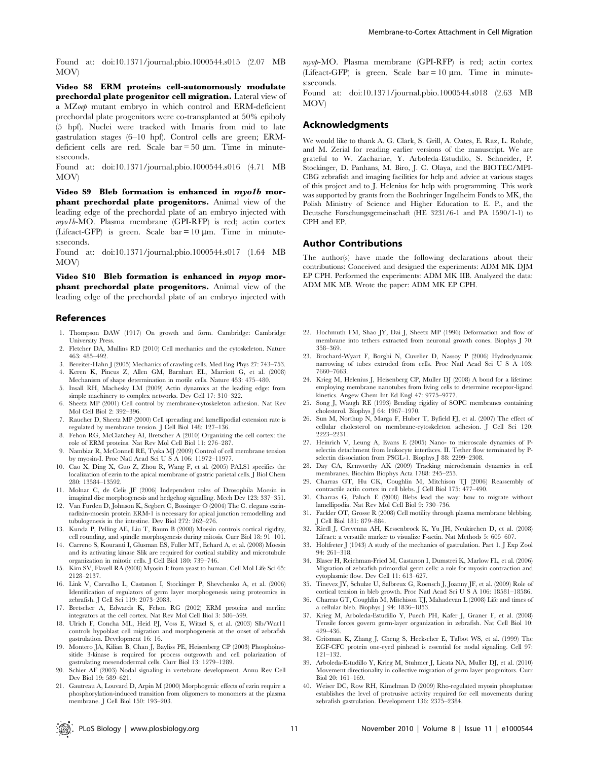Found at: doi:10.1371/journal.pbio.1000544.s015 (2.07 MB MOV)

**Video S8 ERM proteins cell-autonomously modulate prechordal plate progenitor cell migration.** Lateral view of a MZ*oep* mutant embryo in which control and ERM-deficient prechordal plate progenitors were co-transplanted at 50% epiboly (5 hpf). Nuclei were tracked with Imaris from mid to late gastrulation stages (6–10 hpf). Control cells are green; ERM-deficient cells are red. Scale bar = 50 µm. Time in minutes:seconds.

Found at: doi:10.1371/journal.pbio.1000544.s016 (4.71 MB MOV)

**Video S9 Bleb formation is enhanced in *myo1b* morphant prechordal plate progenitors.** Animal view of the leading edge of the prechordal plate of an embryo injected with *myo1b*-MO. Plasma membrane (GPI-RFP) is red; actin cortex (Lifeact-GFP) is green. Scale bar = 10 µm. Time in minutes:seconds.

Found at: doi:10.1371/journal.pbio.1000544.s017 (1.64 MB MOV)

**Video S10 Bleb formation is enhanced in *myop* morphant prechordal plate progenitors.** Animal view of the leading edge of the prechordal plate of an embryo injected with *myop*-MO. Plasma membrane (GPI-RFP) is red; actin cortex (Lifeact-GFP) is green. Scale bar = 10 µm. Time in minutes:seconds.

Found at: doi:10.1371/journal.pbio.1000544.s018 (2.63 MB MOV)

## Acknowledgments

We would like to thank A. G. Clark, S. Grill, A. Oates, E. Raz, L. Rohde, and M. Zerial for reading earlier versions of the manuscript. We are grateful to W. Zachariae, Y. Arboleda-Estudillo, S. Schneider, P. Stockinger, D. Panhans, M. Biro, J. C. Olaya, and the BIOTEC/MPI-CBG zebrafish and imaging facilities for help and advice at various stages of this project and to J. Helenius for help with programming. This work was supported by grants from the Boehringer Ingelheim Fonds to MK, the Polish Ministry of Science and Higher Education to E. P., and the Deutsche Forschungsgemeinschaft (HE 3231/6-1 and PA 1590/1-1) to CPH and EP.

## Author Contributions

The author(s) have made the following declarations about their contributions: Conceived and designed the experiments: ADM MK DJM EP CPH. Performed the experiments: ADM MK IIB. Analyzed the data: ADM MK MB. Wrote the paper: ADM MK EP CPH.

## References

1. Thompson DAW (1917) On growth and form. Cambridge: Cambridge University Press.
2. Fletcher DA, Mullins RD (2010) Cell mechanics and the cytoskeleton. Nature 463: 485–492.
3. Bereiter-Hahn J (2005) Mechanics of crawling cells. Med Eng Phys 27: 743–753.
4. Keren K, Pincus Z, Allen GM, Barnhart EL, Marriott G, et al. (2008) Mechanism of shape determination in motile cells. Nature 453: 475–480.
5. Insall RH, Machesky LM (2009) Actin dynamics at the leading edge: from simple machinery to complex networks. Dev Cell 17: 310–322.
6. Sheetz MP (2001) Cell control by membrane-cytoskeleton adhesion. Nat Rev Mol Cell Biol 2: 392–396.
7. Raucher D, Sheetz MP (2000) Cell spreading and lamellipodial extension rate is regulated by membrane tension. J Cell Biol 148: 127–136.
8. Fehon RG, McClatchey AI, Bretscher A (2010) Organizing the cell cortex: the role of ERM proteins. Nat Rev Mol Cell Biol 11: 276–287.
9. Nambiar R, McConnell RE, Tyska MJ (2009) Control of cell membrane tension by myosin-I. Proc Natl Acad Sci U S A 106: 11972–11977.
10. Cao X, Ding X, Guo Z, Zhou R, Wang F, et al. (2005) PALS1 specifies the localization of ezrin to the apical membrane of gastric parietal cells. J Biol Chem 280: 13584–13592.
11. Molnar C, de Celis JF (2006) Independent roles of Drosophila Moesin in imaginal disc morphogenesis and hedgehog signalling. Mech Dev 123: 337–351.
12. Van Furden D, Johnson K, Segbert C, Bossinger O (2004) The C. elegans ezrin-radixin-moesin protein ERM-1 is necessary for apical junction remodelling and tubulogenesis in the intestine. Dev Biol 272: 262–276.
13. Kunda P, Pelling AE, Liu T, Baum B (2008) Moesin controls cortical rigidity, cell rounding, and spindle morphogenesis during mitosis. Curr Biol 18: 91–101.
14. Carreno S, Kouranti I, Glusman ES, Fuller MT, Echard A, et al. (2008) Moesin and its activating kinase Slik are required for cortical stability and microtubule organization in mitotic cells. J Cell Biol 180: 739–746.
15. Kim SV, Flavell RA (2008) Myosin I: from yeast to human. Cell Mol Life Sci 65: 2128–2137.
16. Link V, Carvalho L, Castanon I, Stockinger P, Shevchenko A, et al. (2006) Identification of regulators of germ layer morphogenesis using proteomics in zebrafish. J Cell Sci 119: 2073–2083.
17. Bretscher A, Edwards K, Fehon RG (2002) ERM proteins and merlin: integrators at the cell cortex. Nat Rev Mol Cell Biol 3: 586–599.
18. Ulrich F, Concha ML, Heid PJ, Voss E, Witzel S, et al. (2003) Slb/Wnt11 controls hypoblast cell migration and morphogenesis at the onset of zebrafish gastrulation. Development 16: 16.
19. Montero JA, Kilian B, Chan J, Bayliss PE, Heisenberg CP (2003) Phosphoinositide 3-kinase is required for process outgrowth and cell polarization of gastrulating mesendodermal cells. Curr Biol 13: 1279–1289.
20. Schier AF (2003) Nodal signaling in vertebrate development. Annu Rev Cell Dev Biol 19: 589–621.
21. Gautreau A, Louvard D, Arpin M (2000) Morphogenic effects of ezrin require a phosphorylation-induced transition from oligomers to monomers at the plasma membrane. J Cell Biol 150: 193–203.
22. Hochmuth FM, Shao JY, Dai J, Sheetz MP (1996) Deformation and flow of membrane into tethers extracted from neuronal growth cones. Biophys J 70: 358–369.
23. Brochard-Wyart F, Borghi N, Cuvelier D, Nassoy P (2006) Hydrodynamic narrowing of tubes extruded from cells. Proc Natl Acad Sci U S A 103: 7660–7663.
24. Krieg M, Helenius J, Heisenberg CP, Muller DJ (2008) A bond for a lifetime: employing membrane nanotubes from living cells to determine receptor-ligand kinetics. Angew Chem Int Ed Engl 47: 9775–9777.
25. Song J, Waugh RE (1993) Bending rigidity of SOPC membranes containing cholesterol. Biophys J 64: 1967–1970.
26. Sun M, Northup N, Marga F, Huber T, Byfield FJ, et al. (2007) The effect of cellular cholesterol on membrane-cytoskeleton adhesion. J Cell Sci 120: 2223–2231.
27. Heinrich V, Leung A, Evans E (2005) Nano- to microscale dynamics of P-selectin detachment from leukocyte interfaces. II. Tether flow terminated by P-selectin dissociation from PSGL-1. Biophys J 88: 2299–2308.
28. Day CA, Kenworthy AK (2009) Tracking microdomain dynamics in cell membranes. Biochim Biophys Acta 1788: 245–253.
29. Charras GT, Hu CK, Coughlin M, Mitchison TJ (2006) Reassembly of contractile actin cortex in cell blebs. J Cell Biol 175: 477–490.
30. Charras G, Paluch E (2008) Blebs lead the way: how to migrate without lamellipodia. Nat Rev Mol Cell Biol 9: 730–736.
31. Fackler OT, Grosse R (2008) Cell motility through plasma membrane blebbing. J Cell Biol 181: 879–884.
32. Riedl J, Crevenna AH, Kessenbrock K, Yu JH, Neukirchen D, et al. (2008) Lifeact: a versatile marker to visualize F-actin. Nat Methods 5: 605–607.
33. Holtfreter J (1943) A study of the mechanics of gastrulation. Part 1. J Exp Zool 94: 261–318.
34. Blaser H, Reichman-Fried M, Castanon I, Dumstrei K, Marlow FL, et al. (2006) Migration of zebrafish primordial germ cells: a role for myosin contraction and cytoplasmic flow. Dev Cell 11: 613–627.
35. Tinevez JY, Schulze U, Salbreux G, Roensch J, Joanny JF, et al. (2009) Role of cortical tension in bleb growth. Proc Natl Acad Sci U S A 106: 18581–18586.
36. Charras GT, Coughlin M, Mitchison TJ, Mahadevan L (2008) Life and times of a cellular bleb. Biophys J 94: 1836–1853.
37. Krieg M, Arboleda-Estudillo Y, Puech PH, Kafer J, Graner F, et al. (2008) Tensile forces govern germ-layer organization in zebrafish. Nat Cell Biol 10: 429–436.
38. Gritsman K, Zhang J, Cheng S, Heckscher E, Talbot WS, et al. (1999) The EGF-CFC protein one-eyed pinhead is essential for nodal signaling. Cell 97: 121–132.
39. Arboleda-Estudillo Y, Krieg M, Stuhmer J, Licata NA, Muller DJ, et al. (2010) Movement directionality in collective migration of germ layer progenitors. Curr Biol 20: 161–169.
40. Weiser DC, Row RH, Kimelman D (2009) Rho-regulated myosin phosphatase establishes the level of protrusive activity required for cell movements during zebrafish gastrulation. Development 136: 2375–2384.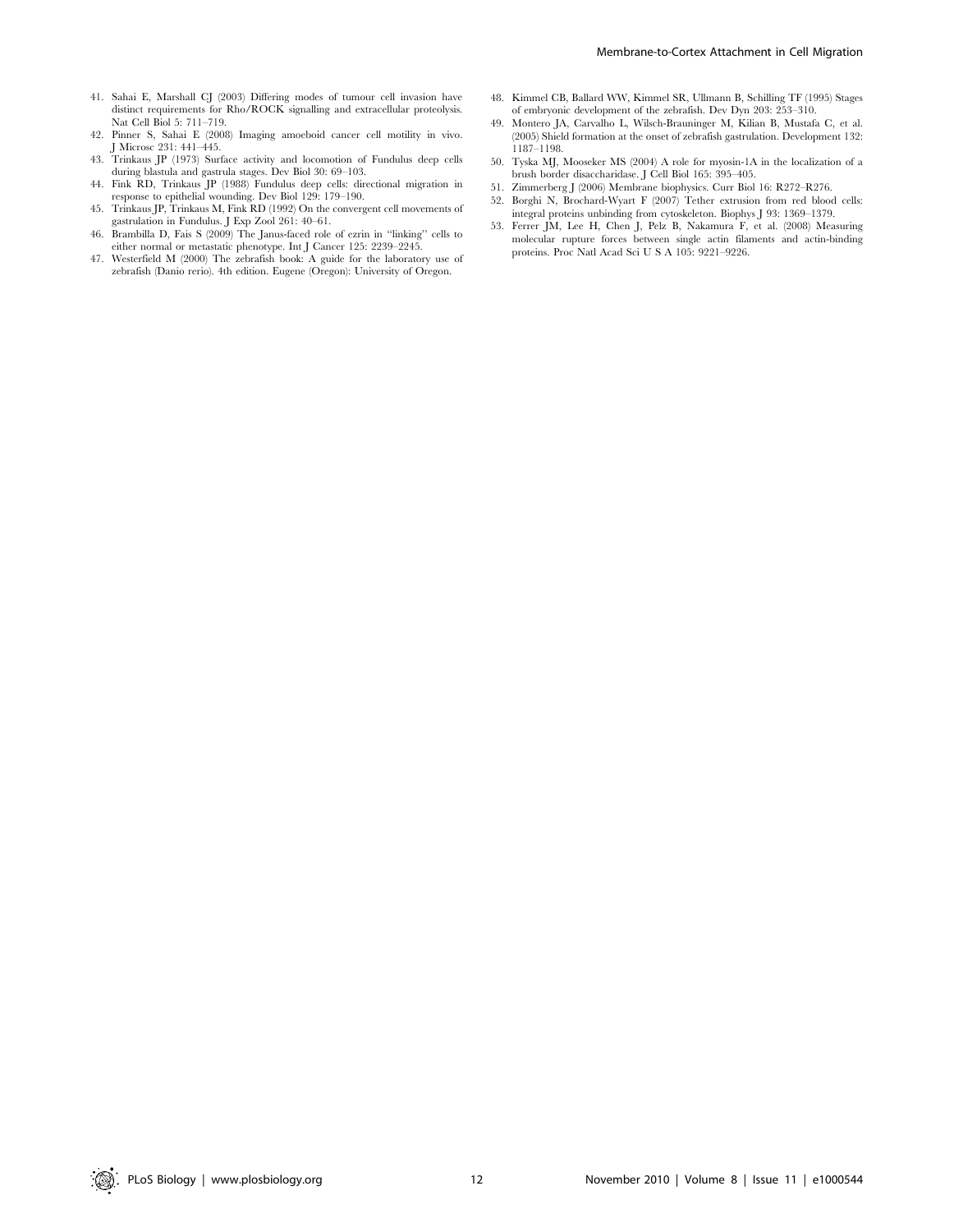41. Sahai E, Marshall CJ (2003) Differing modes of tumour cell invasion have distinct requirements for Rho/ROCK signalling and extracellular proteolysis. Nat Cell Biol 5: 711–719.
42. Pinner S, Sahai E (2008) Imaging amoeboid cancer cell motility in vivo. J Microsc 231: 441–445.
43. Trinkaus JP (1973) Surface activity and locomotion of Fundulus deep cells during blastula and gastrula stages. Dev Biol 30: 69–103.
44. Fink RD, Trinkaus JP (1988) Fundulus deep cells: directional migration in response to epithelial wounding. Dev Biol 129: 179–190.
45. Trinkaus JP, Trinkaus M, Fink RD (1992) On the convergent cell movements of gastrulation in Fundulus. J Exp Zool 261: 40–61.
46. Brambilla D, Fais S (2009) The Janus-faced role of ezrin in "linking" cells to either normal or metastatic phenotype. Int J Cancer 125: 2239–2245.
47. Westerfield M (2000) The zebrafish book: A guide for the laboratory use of zebrafish (Danio rerio). 4th edition. Eugene (Oregon): University of Oregon.
48. Kimmel CB, Ballard WW, Kimmel SR, Ullmann B, Schilling TF (1995) Stages of embryonic development of the zebrafish. Dev Dyn 203: 253–310.
49. Montero JA, Carvalho L, Wilsch-Brauninger M, Kilian B, Mustafa C, et al. (2005) Shield formation at the onset of zebrafish gastrulation. Development 132: 1187–1198.
50. Tyska MJ, Mooseker MS (2004) A role for myosin-1A in the localization of a brush border disaccharidase. J Cell Biol 165: 395–405.
51. Zimmerberg J (2006) Membrane biophysics. Curr Biol 16: R272–R276.
52. Borghi N, Brochard-Wyart F (2007) Tether extrusion from red blood cells: integral proteins unbinding from cytoskeleton. Biophys J 93: 1369–1379.
53. Ferrer JM, Lee H, Chen J, Pelz B, Nakamura F, et al. (2008) Measuring molecular rupture forces between single actin filaments and actin-binding proteins. Proc Natl Acad Sci U S A 105: 9221–9226.